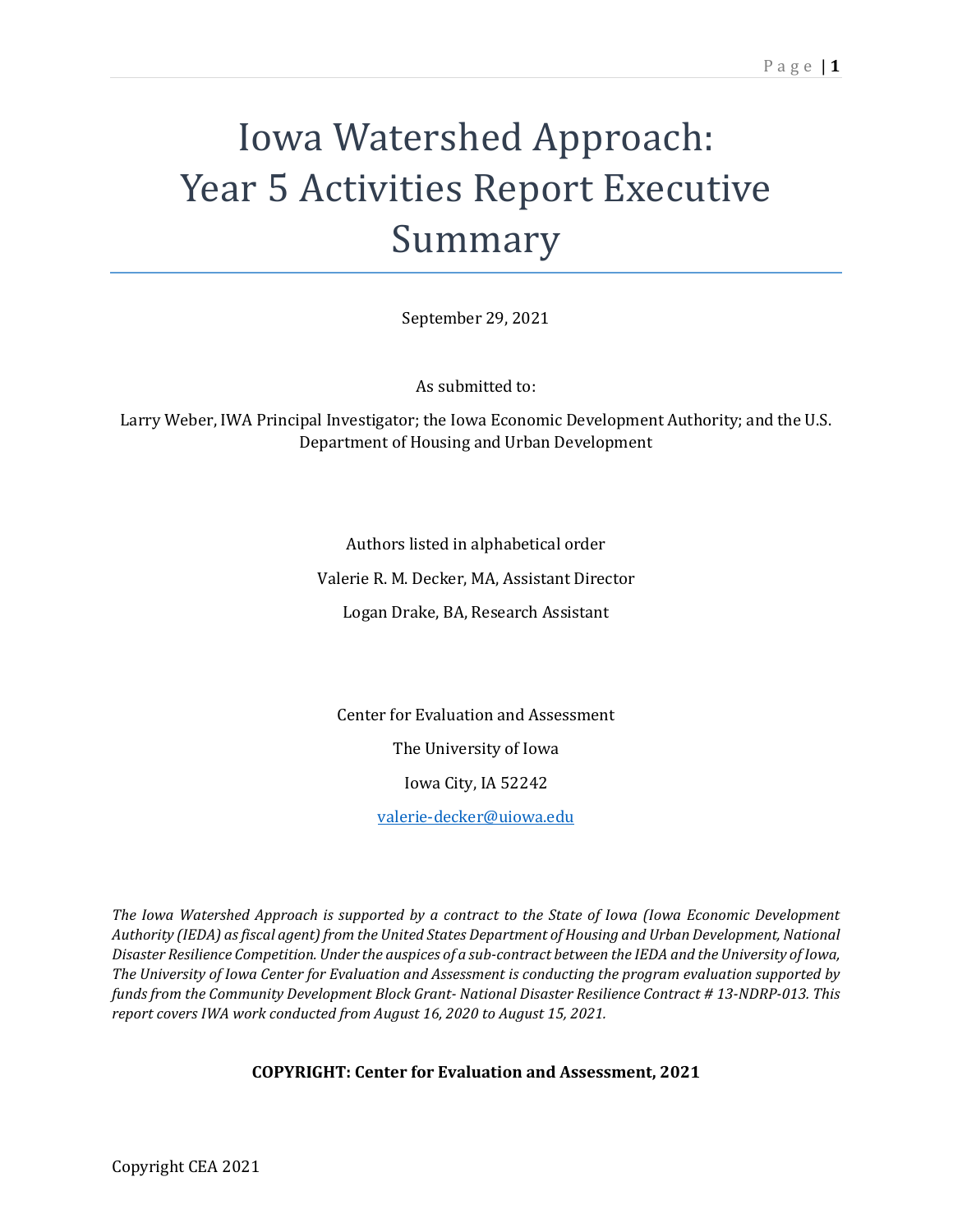# Iowa Watershed Approach: Year 5 Activities Report Executive Summary

September 29, 2021

As submitted to:

Larry Weber, IWA Principal Investigator; the Iowa Economic Development Authority; and the U.S. Department of Housing and Urban Development

Authors listed in alphabetical order

Valerie R. M. Decker, MA, Assistant Director

Logan Drake, BA, Research Assistant

Center for Evaluation and Assessment

The University of Iowa

Iowa City, IA 52242

valerie-decker@uiowa.edu

*The Iowa Watershed Approach is supported by a contract to the State of Iowa (Iowa Economic Development Authority (IEDA) as fiscal agent) from the United States Department of Housing and Urban Development, National Disaster Resilience Competition. Under the auspices of a sub-contract between the IEDA and the University of Iowa, The University of Iowa Center for Evaluation and Assessment is conducting the program evaluation supported by funds from the Community Development Block Grant- National Disaster Resilience Contract # 13-NDRP-013. This report covers IWA work conducted from August 16, 2020 to August 15, 2021.*

**COPYRIGHT: Center for Evaluation and Assessment, 2021**

Copyright CEA 2021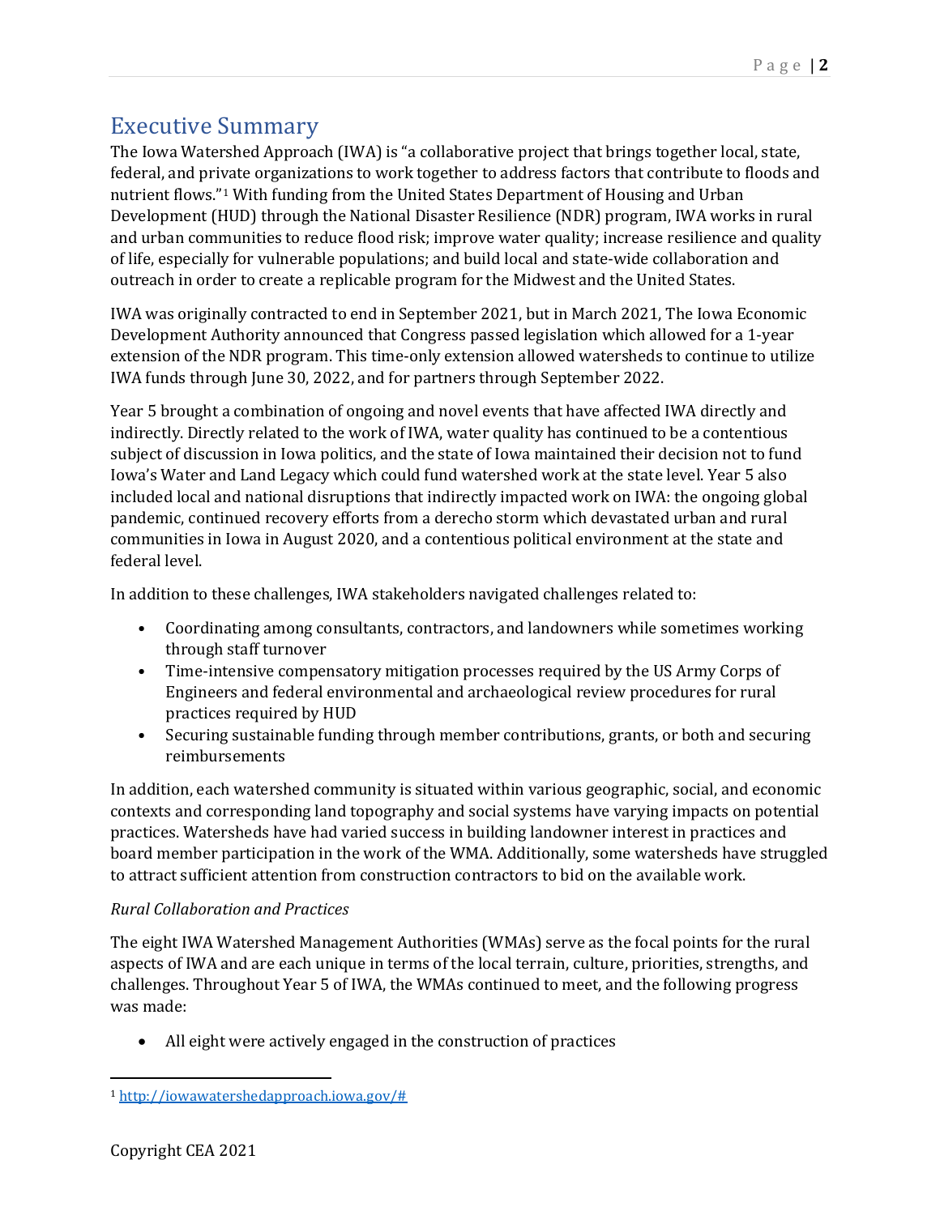# Executive Summary

The Iowa Watershed Approach (IWA) is "a collaborative project that brings together local, state, federal, and private organizations to work together to address factors that contribute to floods and nutrient flows."[1] With funding from the United States Department of Housing and Urban Development (HUD) through the National Disaster Resilience (NDR) program, IWA works in rural and urban communities to reduce flood risk; improve water quality; increase resilience and quality of life, especially for vulnerable populations; and build local and state-wide collaboration and outreach in order to create a replicable program for the Midwest and the United States.

IWA was originally contracted to end in September 2021, but in March 2021, The Iowa Economic Development Authority announced that Congress passed legislation which allowed for a 1-year extension of the NDR program. This time-only extension allowed watersheds to continue to utilize IWA funds through June 30, 2022, and for partners through September 2022.

Year 5 brought a combination of ongoing and novel events that have affected IWA directly and indirectly. Directly related to the work of IWA, water quality has continued to be a contentious subject of discussion in Iowa politics, and the state of Iowa maintained their decision not to fund Iowa's Water and Land Legacy which could fund watershed work at the state level. Year 5 also included local and national disruptions that indirectly impacted work on IWA: the ongoing global pandemic, continued recovery efforts from a derecho storm which devastated urban and rural communities in Iowa in August 2020, and a contentious political environment at the state and federal level.

In addition to these challenges, IWA stakeholders navigated challenges related to:

- Coordinating among consultants, contractors, and landowners while sometimes working through staff turnover
- Time-intensive compensatory mitigation processes required by the US Army Corps of Engineers and federal environmental and archaeological review procedures for rural practices required by HUD
- Securing sustainable funding through member contributions, grants, or both and securing reimbursements

In addition, each watershed community is situated within various geographic, social, and economic contexts and corresponding land topography and social systems have varying impacts on potential practices. Watersheds have had varied success in building landowner interest in practices and board member participation in the work of the WMA. Additionally, some watersheds have struggled to attract sufficient attention from construction contractors to bid on the available work.

*Rural Collaboration and Practices*

The eight IWA Watershed Management Authorities (WMAs) serve as the focal points for the rural aspects of IWA and are each unique in terms of the local terrain, culture, priorities, strengths, and challenges. Throughout Year 5 of IWA, the WMAs continued to meet, and the following progress was made:

- All eight were actively engaged in the construction of practices

[1] http://iowawatershedapproach.iowa.gov/#

Copyright CEA 2021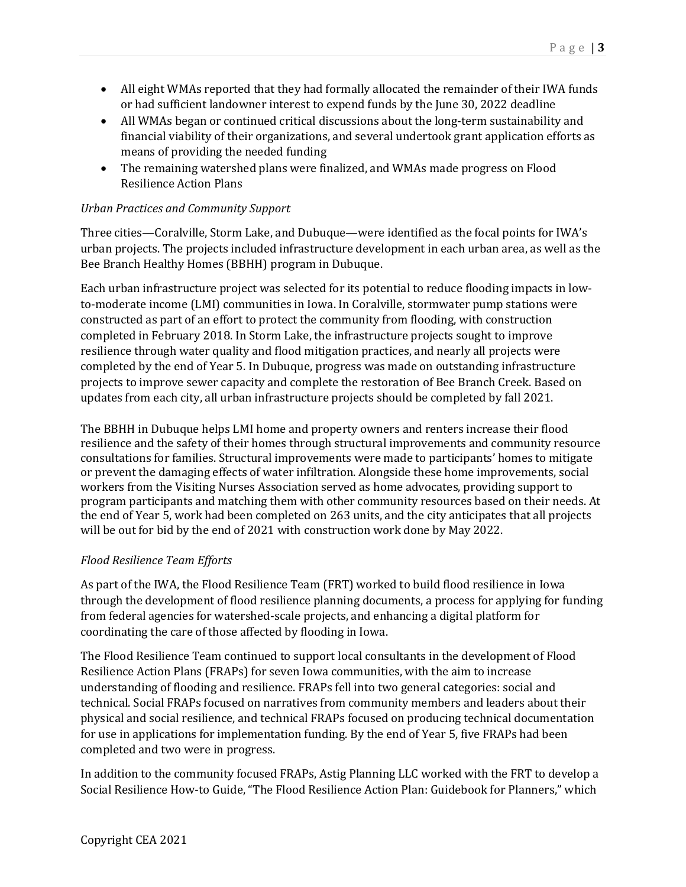- All eight WMAs reported that they had formally allocated the remainder of their IWA funds or had sufficient landowner interest to expend funds by the June 30, 2022 deadline
- All WMAs began or continued critical discussions about the long-term sustainability and financial viability of their organizations, and several undertook grant application efforts as means of providing the needed funding
- The remaining watershed plans were finalized, and WMAs made progress on Flood Resilience Action Plans

*Urban Practices and Community Support*

Three cities—Coralville, Storm Lake, and Dubuque—were identified as the focal points for IWA's urban projects. The projects included infrastructure development in each urban area, as well as the Bee Branch Healthy Homes (BBHH) program in Dubuque.

Each urban infrastructure project was selected for its potential to reduce flooding impacts in low-to-moderate income (LMI) communities in Iowa. In Coralville, stormwater pump stations were constructed as part of an effort to protect the community from flooding, with construction completed in February 2018. In Storm Lake, the infrastructure projects sought to improve resilience through water quality and flood mitigation practices, and nearly all projects were completed by the end of Year 5. In Dubuque, progress was made on outstanding infrastructure projects to improve sewer capacity and complete the restoration of Bee Branch Creek. Based on updates from each city, all urban infrastructure projects should be completed by fall 2021.

The BBHH in Dubuque helps LMI home and property owners and renters increase their flood resilience and the safety of their homes through structural improvements and community resource consultations for families. Structural improvements were made to participants' homes to mitigate or prevent the damaging effects of water infiltration. Alongside these home improvements, social workers from the Visiting Nurses Association served as home advocates, providing support to program participants and matching them with other community resources based on their needs. At the end of Year 5, work had been completed on 263 units, and the city anticipates that all projects will be out for bid by the end of 2021 with construction work done by May 2022.

*Flood Resilience Team Efforts*

As part of the IWA, the Flood Resilience Team (FRT) worked to build flood resilience in Iowa through the development of flood resilience planning documents, a process for applying for funding from federal agencies for watershed-scale projects, and enhancing a digital platform for coordinating the care of those affected by flooding in Iowa.

The Flood Resilience Team continued to support local consultants in the development of Flood Resilience Action Plans (FRAPs) for seven Iowa communities, with the aim to increase understanding of flooding and resilience. FRAPs fell into two general categories: social and technical. Social FRAPs focused on narratives from community members and leaders about their physical and social resilience, and technical FRAPs focused on producing technical documentation for use in applications for implementation funding. By the end of Year 5, five FRAPs had been completed and two were in progress.

In addition to the community focused FRAPs, Astig Planning LLC worked with the FRT to develop a Social Resilience How-to Guide, "The Flood Resilience Action Plan: Guidebook for Planners," which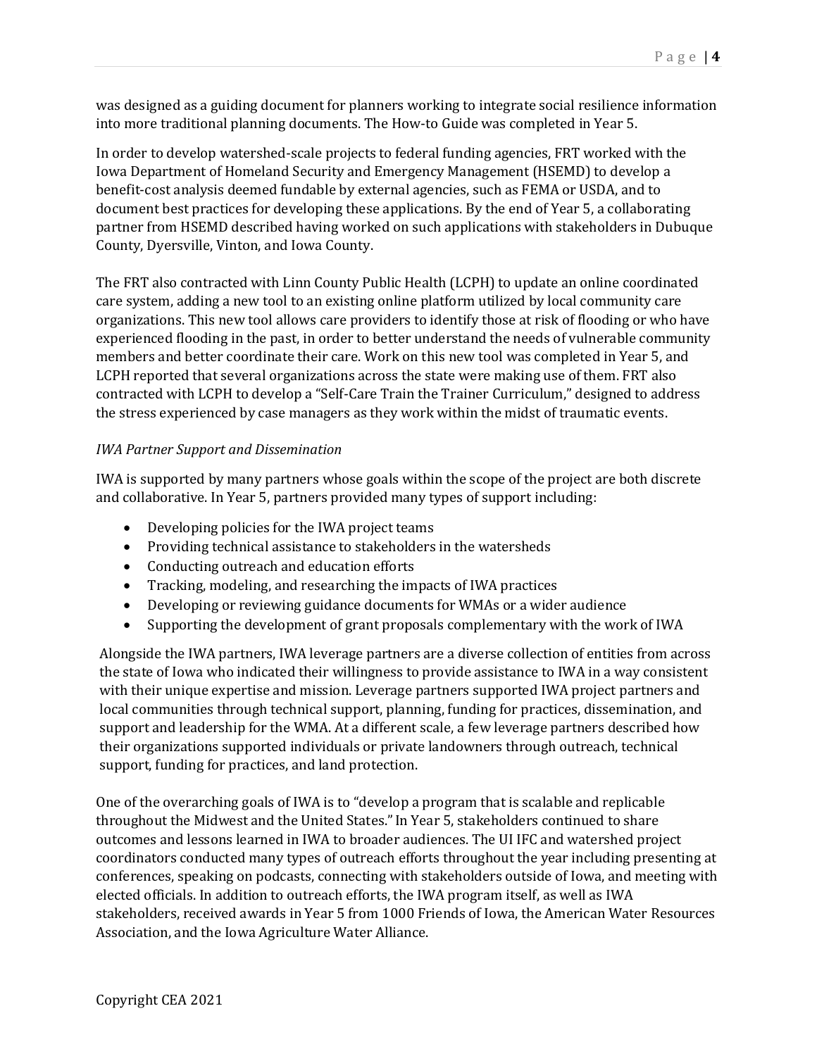was designed as a guiding document for planners working to integrate social resilience information into more traditional planning documents. The How-to Guide was completed in Year 5.

In order to develop watershed-scale projects to federal funding agencies, FRT worked with the Iowa Department of Homeland Security and Emergency Management (HSEMD) to develop a benefit-cost analysis deemed fundable by external agencies, such as FEMA or USDA, and to document best practices for developing these applications. By the end of Year 5, a collaborating partner from HSEMD described having worked on such applications with stakeholders in Dubuque County, Dyersville, Vinton, and Iowa County.

The FRT also contracted with Linn County Public Health (LCPH) to update an online coordinated care system, adding a new tool to an existing online platform utilized by local community care organizations. This new tool allows care providers to identify those at risk of flooding or who have experienced flooding in the past, in order to better understand the needs of vulnerable community members and better coordinate their care. Work on this new tool was completed in Year 5, and LCPH reported that several organizations across the state were making use of them. FRT also contracted with LCPH to develop a "Self-Care Train the Trainer Curriculum," designed to address the stress experienced by case managers as they work within the midst of traumatic events.

*IWA Partner Support and Dissemination*

IWA is supported by many partners whose goals within the scope of the project are both discrete and collaborative. In Year 5, partners provided many types of support including:

- Developing policies for the IWA project teams
- Providing technical assistance to stakeholders in the watersheds
- Conducting outreach and education efforts
- Tracking, modeling, and researching the impacts of IWA practices
- Developing or reviewing guidance documents for WMAs or a wider audience
- Supporting the development of grant proposals complementary with the work of IWA

Alongside the IWA partners, IWA leverage partners are a diverse collection of entities from across the state of Iowa who indicated their willingness to provide assistance to IWA in a way consistent with their unique expertise and mission. Leverage partners supported IWA project partners and local communities through technical support, planning, funding for practices, dissemination, and support and leadership for the WMA. At a different scale, a few leverage partners described how their organizations supported individuals or private landowners through outreach, technical support, funding for practices, and land protection.

One of the overarching goals of IWA is to "develop a program that is scalable and replicable throughout the Midwest and the United States." In Year 5, stakeholders continued to share outcomes and lessons learned in IWA to broader audiences. The UI IFC and watershed project coordinators conducted many types of outreach efforts throughout the year including presenting at conferences, speaking on podcasts, connecting with stakeholders outside of Iowa, and meeting with elected officials. In addition to outreach efforts, the IWA program itself, as well as IWA stakeholders, received awards in Year 5 from 1000 Friends of Iowa, the American Water Resources Association, and the Iowa Agriculture Water Alliance.